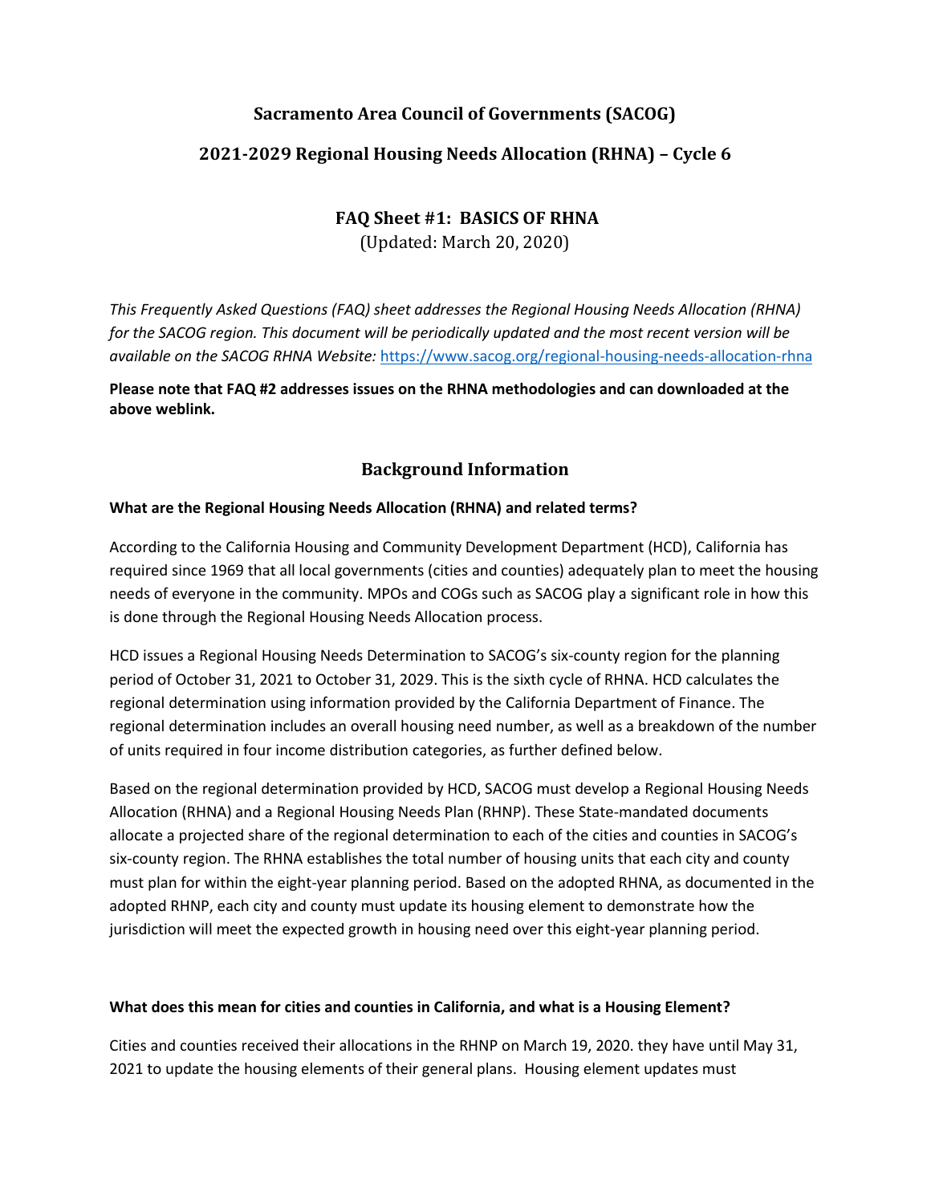# Sacramento Area Council of Governments (SACOG)

## 2021-2029 Regional Housing Needs Allocation (RHNA) – Cycle 6

### FAQ Sheet #1: BASICS OF RHNA

(Updated: March 20, 2020)

*This Frequently Asked Questions (FAQ) sheet addresses the Regional Housing Needs Allocation (RHNA) for the SACOG region. This document will be periodically updated and the most recent version will be available on the SACOG RHNA Website:* https://www.sacog.org/regional-housing-needs-allocation-rhna

**Please note that FAQ #2 addresses issues on the RHNA methodologies and can downloaded at the above weblink.**

## Background Information

**What are the Regional Housing Needs Allocation (RHNA) and related terms?**

According to the California Housing and Community Development Department (HCD), California has required since 1969 that all local governments (cities and counties) adequately plan to meet the housing needs of everyone in the community. MPOs and COGs such as SACOG play a significant role in how this is done through the Regional Housing Needs Allocation process.

HCD issues a Regional Housing Needs Determination to SACOG's six-county region for the planning period of October 31, 2021 to October 31, 2029. This is the sixth cycle of RHNA. HCD calculates the regional determination using information provided by the California Department of Finance. The regional determination includes an overall housing need number, as well as a breakdown of the number of units required in four income distribution categories, as further defined below.

Based on the regional determination provided by HCD, SACOG must develop a Regional Housing Needs Allocation (RHNA) and a Regional Housing Needs Plan (RHNP). These State-mandated documents allocate a projected share of the regional determination to each of the cities and counties in SACOG's six-county region. The RHNA establishes the total number of housing units that each city and county must plan for within the eight-year planning period. Based on the adopted RHNA, as documented in the adopted RHNP, each city and county must update its housing element to demonstrate how the jurisdiction will meet the expected growth in housing need over this eight-year planning period.

**What does this mean for cities and counties in California, and what is a Housing Element?**

Cities and counties received their allocations in the RHNP on March 19, 2020. they have until May 31, 2021 to update the housing elements of their general plans. Housing element updates must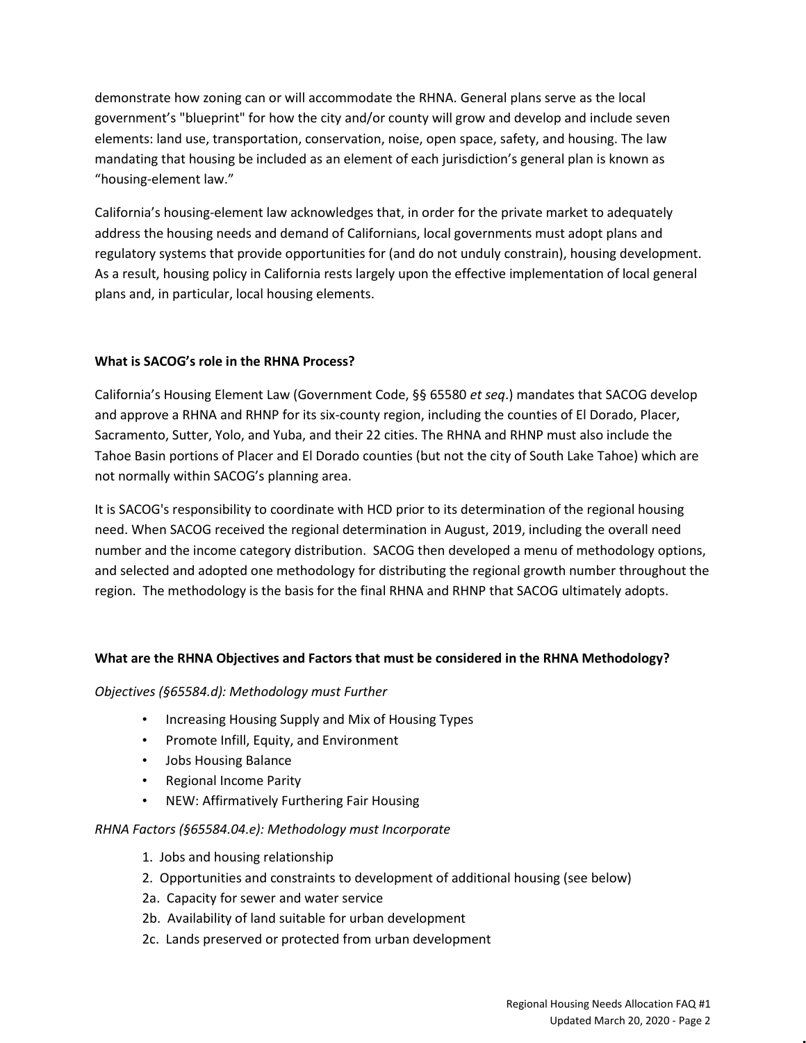demonstrate how zoning can or will accommodate the RHNA. General plans serve as the local government's "blueprint" for how the city and/or county will grow and develop and include seven elements: land use, transportation, conservation, noise, open space, safety, and housing. The law mandating that housing be included as an element of each jurisdiction's general plan is known as "housing-element law."

California's housing-element law acknowledges that, in order for the private market to adequately address the housing needs and demand of Californians, local governments must adopt plans and regulatory systems that provide opportunities for (and do not unduly constrain), housing development. As a result, housing policy in California rests largely upon the effective implementation of local general plans and, in particular, local housing elements.

**What is SACOG's role in the RHNA Process?**

California's Housing Element Law (Government Code, §§ 65580 *et seq*.) mandates that SACOG develop and approve a RHNA and RHNP for its six-county region, including the counties of El Dorado, Placer, Sacramento, Sutter, Yolo, and Yuba, and their 22 cities. The RHNA and RHNP must also include the Tahoe Basin portions of Placer and El Dorado counties (but not the city of South Lake Tahoe) which are not normally within SACOG's planning area.

It is SACOG's responsibility to coordinate with HCD prior to its determination of the regional housing need. When SACOG received the regional determination in August, 2019, including the overall need number and the income category distribution. SACOG then developed a menu of methodology options, and selected and adopted one methodology for distributing the regional growth number throughout the region. The methodology is the basis for the final RHNA and RHNP that SACOG ultimately adopts.

**What are the RHNA Objectives and Factors that must be considered in the RHNA Methodology?**

*Objectives (§65584.d): Methodology must Further*

- Increasing Housing Supply and Mix of Housing Types
- Promote Infill, Equity, and Environment
- Jobs Housing Balance
- Regional Income Parity
- NEW: Affirmatively Furthering Fair Housing

*RHNA Factors (§65584.04.e): Methodology must Incorporate*

1. Jobs and housing relationship
2. Opportunities and constraints to development of additional housing (see below)

2a. Capacity for sewer and water service

2b. Availability of land suitable for urban development

2c. Lands preserved or protected from urban development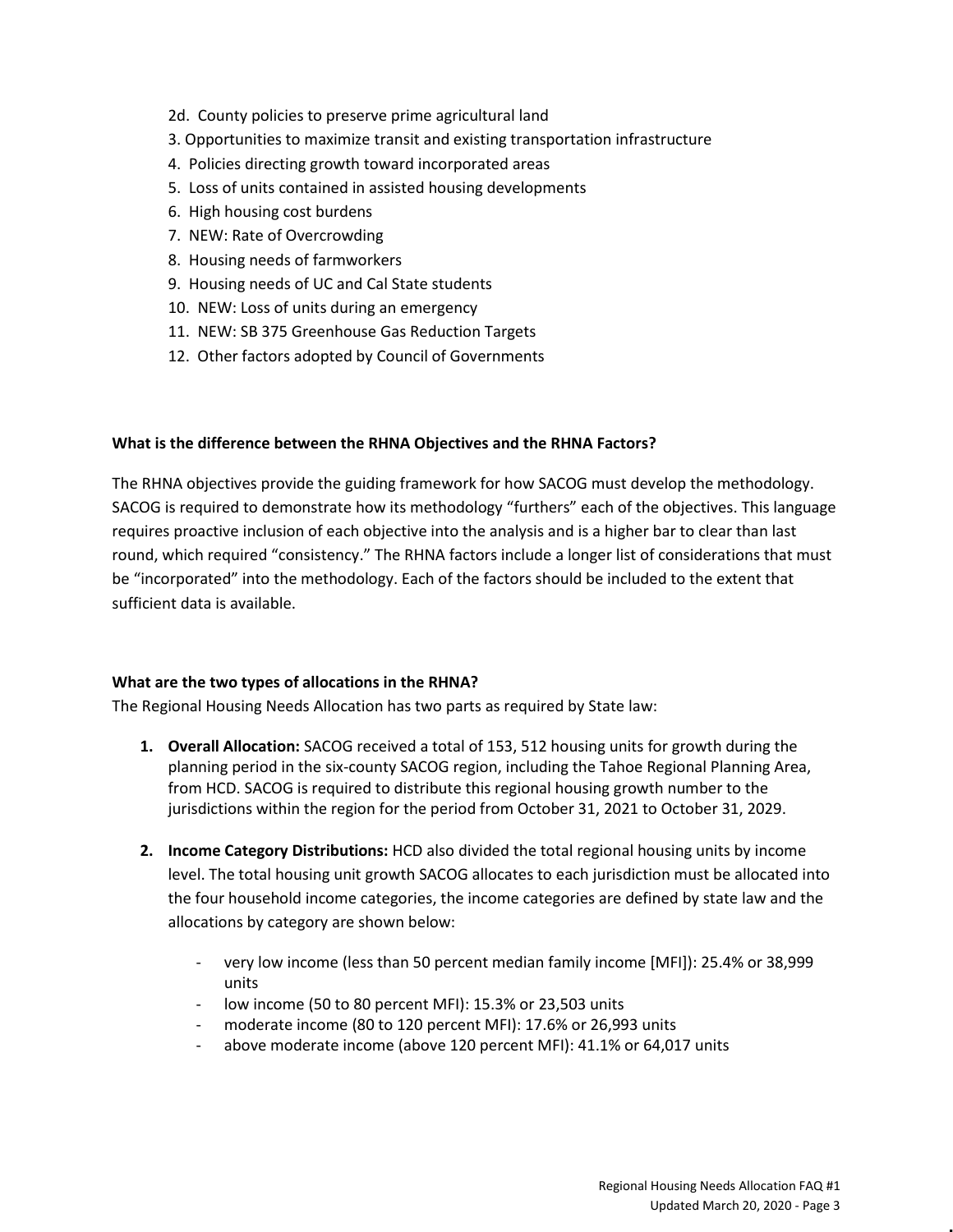2d. County policies to preserve prime agricultural land
3. Opportunities to maximize transit and existing transportation infrastructure
4. Policies directing growth toward incorporated areas
5. Loss of units contained in assisted housing developments
6. High housing cost burdens
7. NEW: Rate of Overcrowding
8. Housing needs of farmworkers
9. Housing needs of UC and Cal State students
10. NEW: Loss of units during an emergency
11. NEW: SB 375 Greenhouse Gas Reduction Targets
12. Other factors adopted by Council of Governments

**What is the difference between the RHNA Objectives and the RHNA Factors?**

The RHNA objectives provide the guiding framework for how SACOG must develop the methodology. SACOG is required to demonstrate how its methodology "furthers" each of the objectives. This language requires proactive inclusion of each objective into the analysis and is a higher bar to clear than last round, which required "consistency." The RHNA factors include a longer list of considerations that must be "incorporated" into the methodology. Each of the factors should be included to the extent that sufficient data is available.

**What are the two types of allocations in the RHNA?**

The Regional Housing Needs Allocation has two parts as required by State law:

1. **Overall Allocation:** SACOG received a total of 153, 512 housing units for growth during the planning period in the six-county SACOG region, including the Tahoe Regional Planning Area, from HCD. SACOG is required to distribute this regional housing growth number to the jurisdictions within the region for the period from October 31, 2021 to October 31, 2029.

2. **Income Category Distributions:** HCD also divided the total regional housing units by income level. The total housing unit growth SACOG allocates to each jurisdiction must be allocated into the four household income categories, the income categories are defined by state law and the allocations by category are shown below:

    - very low income (less than 50 percent median family income [MFI]): 25.4% or 38,999 units
    - low income (50 to 80 percent MFI): 15.3% or 23,503 units
    - moderate income (80 to 120 percent MFI): 17.6% or 26,993 units
    - above moderate income (above 120 percent MFI): 41.1% or 64,017 units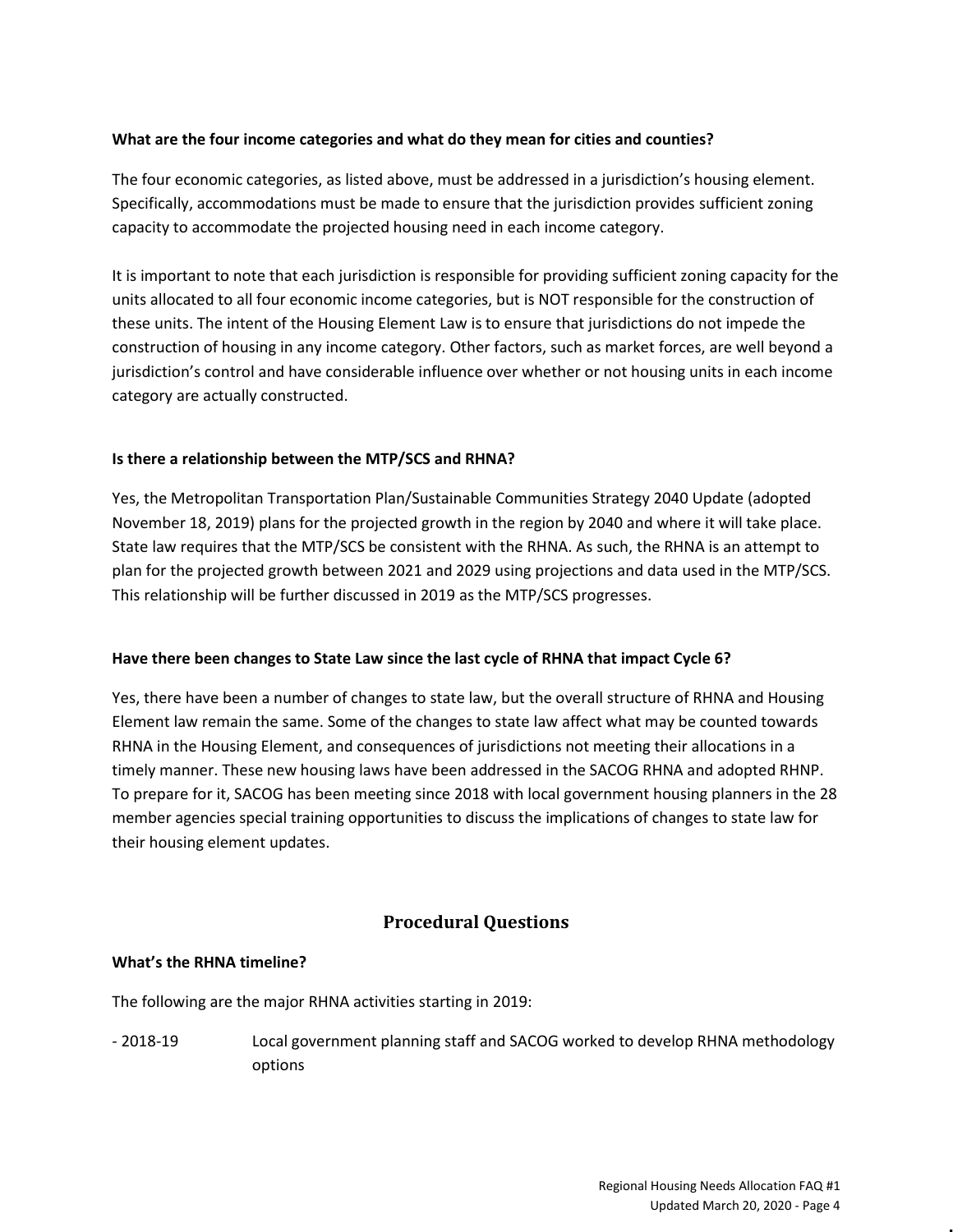**What are the four income categories and what do they mean for cities and counties?**

The four economic categories, as listed above, must be addressed in a jurisdiction's housing element. Specifically, accommodations must be made to ensure that the jurisdiction provides sufficient zoning capacity to accommodate the projected housing need in each income category.

It is important to note that each jurisdiction is responsible for providing sufficient zoning capacity for the units allocated to all four economic income categories, but is NOT responsible for the construction of these units. The intent of the Housing Element Law is to ensure that jurisdictions do not impede the construction of housing in any income category. Other factors, such as market forces, are well beyond a jurisdiction's control and have considerable influence over whether or not housing units in each income category are actually constructed.

**Is there a relationship between the MTP/SCS and RHNA?**

Yes, the Metropolitan Transportation Plan/Sustainable Communities Strategy 2040 Update (adopted November 18, 2019) plans for the projected growth in the region by 2040 and where it will take place. State law requires that the MTP/SCS be consistent with the RHNA. As such, the RHNA is an attempt to plan for the projected growth between 2021 and 2029 using projections and data used in the MTP/SCS. This relationship will be further discussed in 2019 as the MTP/SCS progresses.

**Have there been changes to State Law since the last cycle of RHNA that impact Cycle 6?**

Yes, there have been a number of changes to state law, but the overall structure of RHNA and Housing Element law remain the same. Some of the changes to state law affect what may be counted towards RHNA in the Housing Element, and consequences of jurisdictions not meeting their allocations in a timely manner. These new housing laws have been addressed in the SACOG RHNA and adopted RHNP. To prepare for it, SACOG has been meeting since 2018 with local government housing planners in the 28 member agencies special training opportunities to discuss the implications of changes to state law for their housing element updates.

## Procedural Questions

**What's the RHNA timeline?**

The following are the major RHNA activities starting in 2019:

- 2018-19 Local government planning staff and SACOG worked to develop RHNA methodology options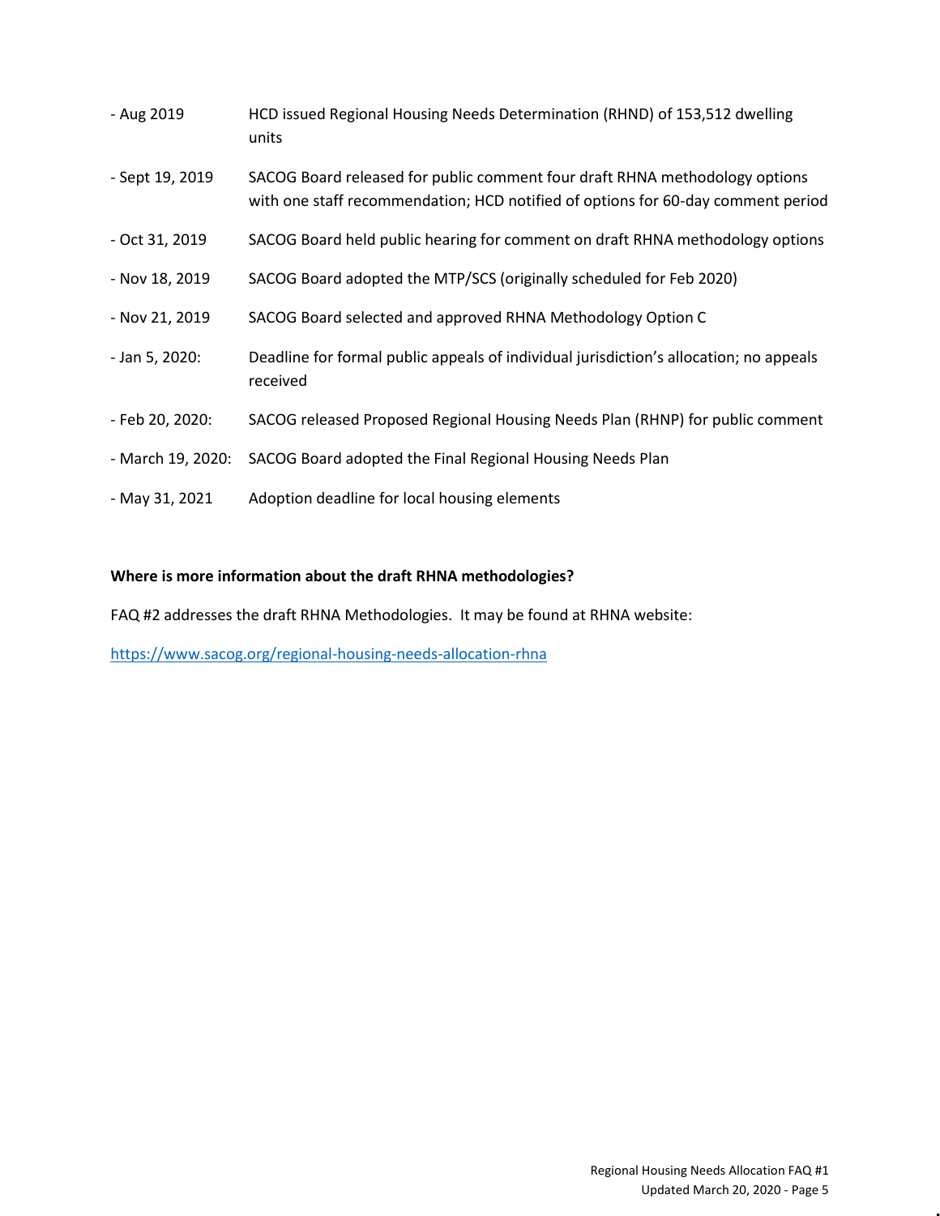- Aug 2019 HCD issued Regional Housing Needs Determination (RHND) of 153,512 dwelling units

- Sept 19, 2019 SACOG Board released for public comment four draft RHNA methodology options with one staff recommendation; HCD notified of options for 60-day comment period

- Oct 31, 2019 SACOG Board held public hearing for comment on draft RHNA methodology options

- Nov 18, 2019 SACOG Board adopted the MTP/SCS (originally scheduled for Feb 2020)

- Nov 21, 2019 SACOG Board selected and approved RHNA Methodology Option C

- Jan 5, 2020: Deadline for formal public appeals of individual jurisdiction's allocation; no appeals received

- Feb 20, 2020: SACOG released Proposed Regional Housing Needs Plan (RHNP) for public comment

- March 19, 2020: SACOG Board adopted the Final Regional Housing Needs Plan

- May 31, 2021 Adoption deadline for local housing elements

**Where is more information about the draft RHNA methodologies?**

FAQ #2 addresses the draft RHNA Methodologies. It may be found at RHNA website:

https://www.sacog.org/regional-housing-needs-allocation-rhna